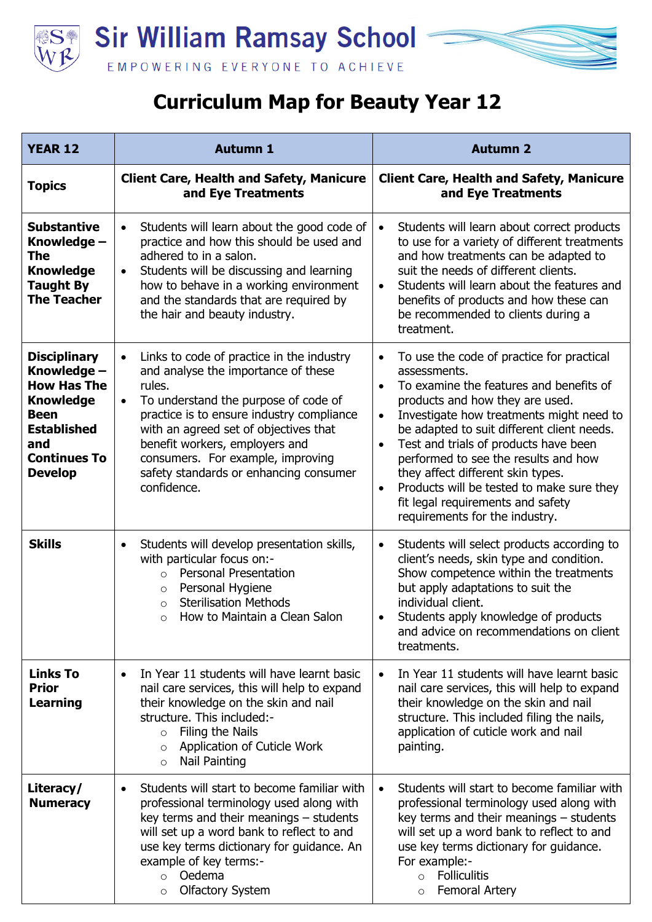# Sir William Ramsay School

EMPOWERING EVERYONE TO ACHIEVE

# Curriculum Map for Beauty Year 12

| YEAR 12 | Autumn 1 | Autumn 2 |
|---|---|---|
| **Topics** | **Client Care, Health and Safety, Manicure and Eye Treatments** | **Client Care, Health and Safety, Manicure and Eye Treatments** |
| **Substantive Knowledge – The Knowledge Taught By The Teacher** | • Students will learn about the good code of practice and how this should be used and adhered to in a salon.<br>• Students will be discussing and learning how to behave in a working environment and the standards that are required by the hair and beauty industry. | • Students will learn about correct products to use for a variety of different treatments and how treatments can be adapted to suit the needs of different clients.<br>• Students will learn about the features and benefits of products and how these can be recommended to clients during a treatment. |
| **Disciplinary Knowledge – How Has The Knowledge Been Established and Continues To Develop** | • Links to code of practice in the industry and analyse the importance of these rules.<br>• To understand the purpose of code of practice is to ensure industry compliance with an agreed set of objectives that benefit workers, employers and consumers. For example, improving safety standards or enhancing consumer confidence. | • To use the code of practice for practical assessments.<br>• To examine the features and benefits of products and how they are used.<br>• Investigate how treatments might need to be adapted to suit different client needs.<br>• Test and trials of products have been performed to see the results and how they affect different skin types.<br>• Products will be tested to make sure they fit legal requirements and safety requirements for the industry. |
| **Skills** | • Students will develop presentation skills, with particular focus on:-<br>&nbsp;&nbsp;○ Personal Presentation<br>&nbsp;&nbsp;○ Personal Hygiene<br>&nbsp;&nbsp;○ Sterilisation Methods<br>&nbsp;&nbsp;○ How to Maintain a Clean Salon | • Students will select products according to client's needs, skin type and condition. Show competence within the treatments but apply adaptations to suit the individual client.<br>• Students apply knowledge of products and advice on recommendations on client treatments. |
| **Links To Prior Learning** | • In Year 11 students will have learnt basic nail care services, this will help to expand their knowledge on the skin and nail structure. This included:-<br>&nbsp;&nbsp;○ Filing the Nails<br>&nbsp;&nbsp;○ Application of Cuticle Work<br>&nbsp;&nbsp;○ Nail Painting | • In Year 11 students will have learnt basic nail care services, this will help to expand their knowledge on the skin and nail structure. This included filing the nails, application of cuticle work and nail painting. |
| **Literacy/ Numeracy** | • Students will start to become familiar with professional terminology used along with key terms and their meanings – students will set up a word bank to reflect to and use key terms dictionary for guidance. An example of key terms:-<br>&nbsp;&nbsp;○ Oedema<br>&nbsp;&nbsp;○ Olfactory System | • Students will start to become familiar with professional terminology used along with key terms and their meanings – students will set up a word bank to reflect to and use key terms dictionary for guidance. For example:-<br>&nbsp;&nbsp;○ Folliculitis<br>&nbsp;&nbsp;○ Femoral Artery |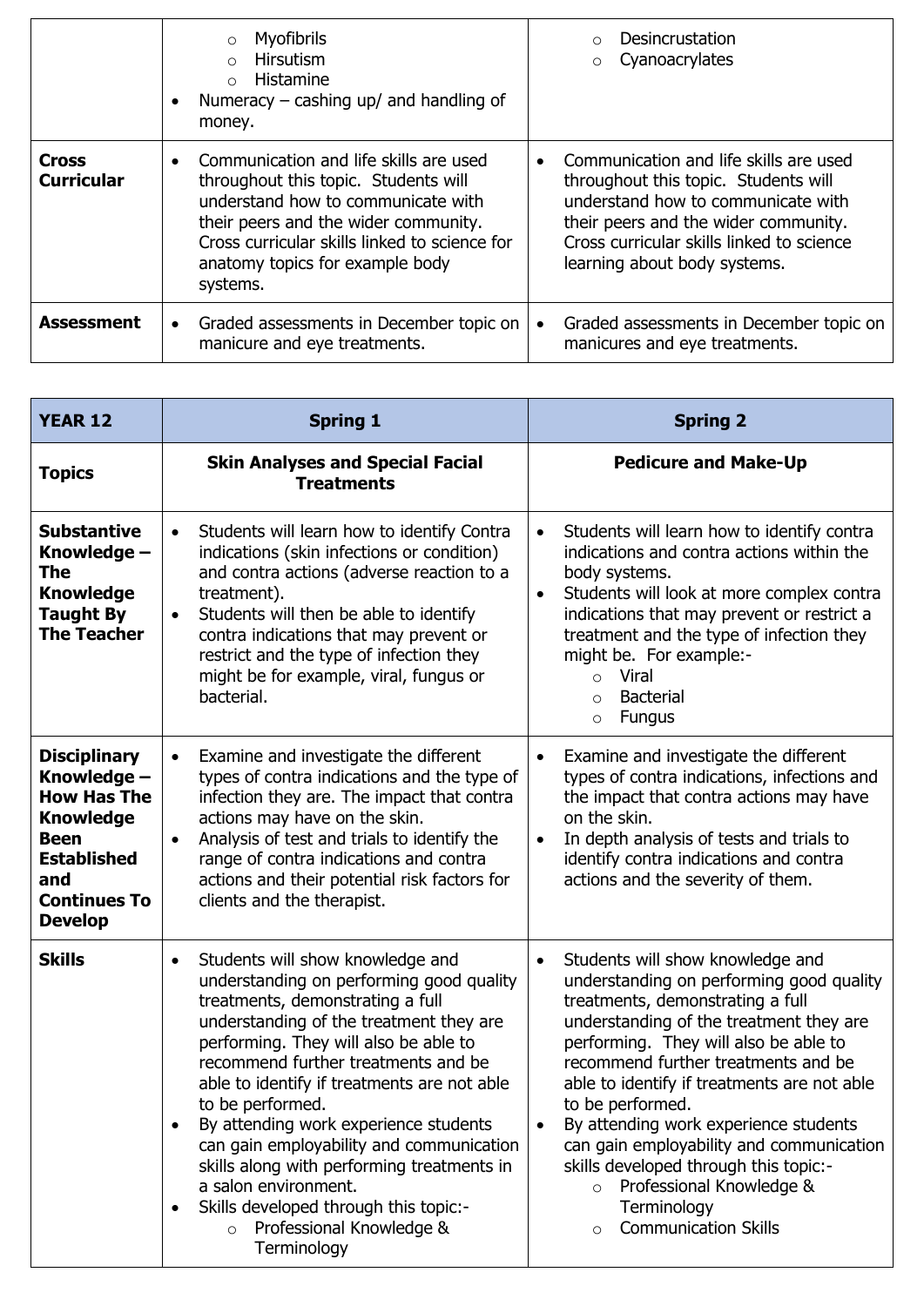| | | |
|---|---|---|
| | <ul><li>Myofibrils</li><li>Hirsutism</li><li>Histamine</li></ul><ul><li>Numeracy – cashing up/ and handling of money.</li></ul> | <ul><li>Desincrustation</li><li>Cyanoacrylates</li></ul> |
| **Cross Curricular** | <ul><li>Communication and life skills are used throughout this topic. Students will understand how to communicate with their peers and the wider community. Cross curricular skills linked to science for anatomy topics for example body systems.</li></ul> | <ul><li>Communication and life skills are used throughout this topic. Students will understand how to communicate with their peers and the wider community. Cross curricular skills linked to science learning about body systems.</li></ul> |
| **Assessment** | <ul><li>Graded assessments in December topic on manicure and eye treatments.</li></ul> | <ul><li>Graded assessments in December topic on manicures and eye treatments.</li></ul> |

| **YEAR 12** | **Spring 1** | **Spring 2** |
|---|---|---|
| **Topics** | **Skin Analyses and Special Facial Treatments** | **Pedicure and Make-Up** |
| **Substantive Knowledge – The Knowledge Taught By The Teacher** | <ul><li>Students will learn how to identify Contra indications (skin infections or condition) and contra actions (adverse reaction to a treatment).</li><li>Students will then be able to identify contra indications that may prevent or restrict and the type of infection they might be for example, viral, fungus or bacterial.</li></ul> | <ul><li>Students will learn how to identify contra indications and contra actions within the body systems.</li><li>Students will look at more complex contra indications that may prevent or restrict a treatment and the type of infection they might be. For example:-<ul><li>Viral</li><li>Bacterial</li><li>Fungus</li></ul></li></ul> |
| **Disciplinary Knowledge – How Has The Knowledge Been Established and Continues To Develop** | <ul><li>Examine and investigate the different types of contra indications and the type of infection they are. The impact that contra actions may have on the skin.</li><li>Analysis of test and trials to identify the range of contra indications and contra actions and their potential risk factors for clients and the therapist.</li></ul> | <ul><li>Examine and investigate the different types of contra indications, infections and the impact that contra actions may have on the skin.</li><li>In depth analysis of tests and trials to identify contra indications and contra actions and the severity of them.</li></ul> |
| **Skills** | <ul><li>Students will show knowledge and understanding on performing good quality treatments, demonstrating a full understanding of the treatment they are performing. They will also be able to recommend further treatments and be able to identify if treatments are not able to be performed.</li><li>By attending work experience students can gain employability and communication skills along with performing treatments in a salon environment.</li><li>Skills developed through this topic:-<ul><li>Professional Knowledge & Terminology</li></ul></li></ul> | <ul><li>Students will show knowledge and understanding on performing good quality treatments, demonstrating a full understanding of the treatment they are performing. They will also be able to recommend further treatments and be able to identify if treatments are not able to be performed.</li><li>By attending work experience students can gain employability and communication skills developed through this topic:-<ul><li>Professional Knowledge & Terminology</li><li>Communication Skills</li></ul></li></ul> |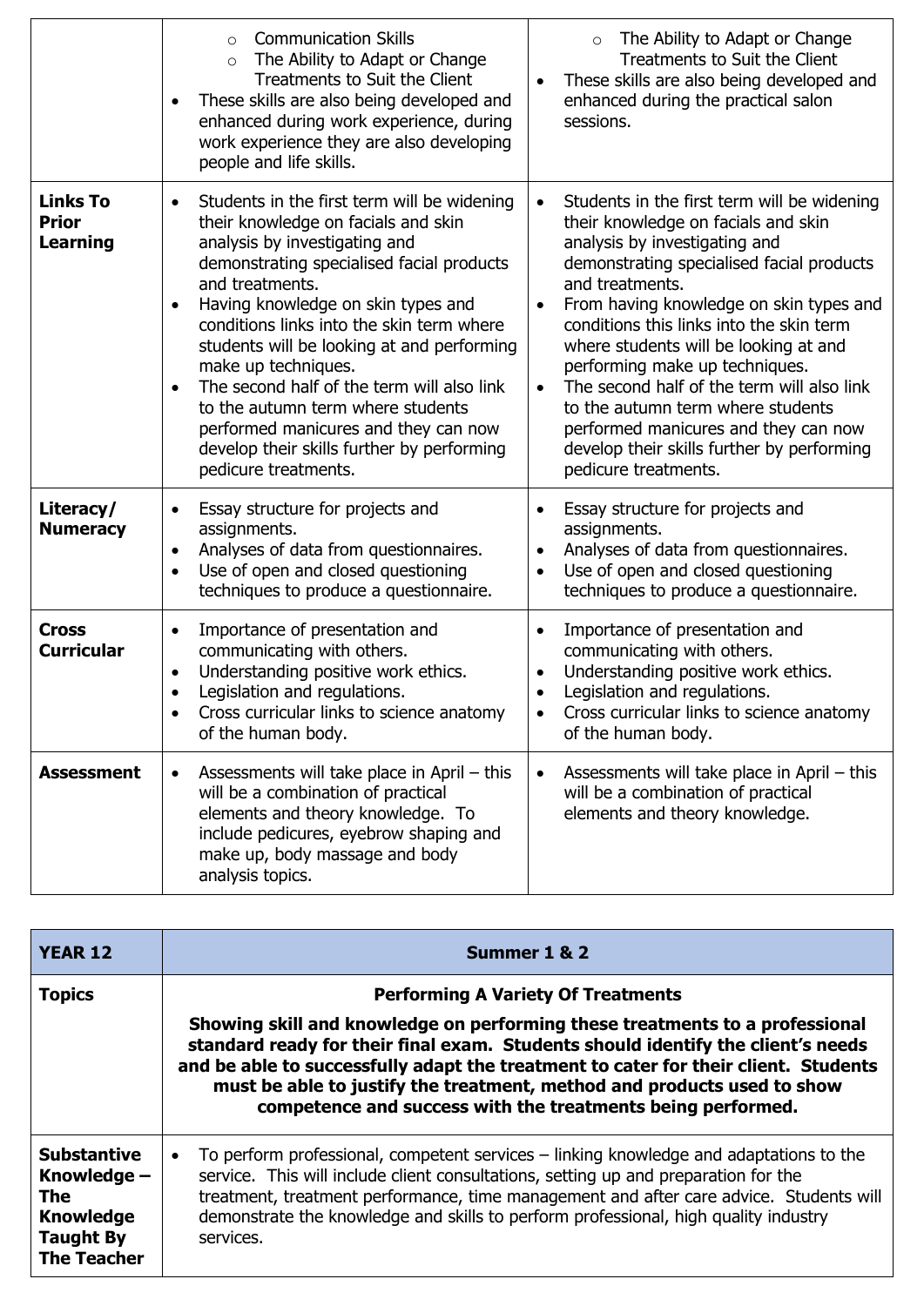| | | |
|---|---|---|
| | ◦ Communication Skills<br>◦ The Ability to Adapt or Change Treatments to Suit the Client<br>• These skills are also being developed and enhanced during work experience, during work experience they are also developing people and life skills. | ◦ The Ability to Adapt or Change Treatments to Suit the Client<br>• These skills are also being developed and enhanced during the practical salon sessions. |
| **Links To Prior Learning** | • Students in the first term will be widening their knowledge on facials and skin analysis by investigating and demonstrating specialised facial products and treatments.<br>• Having knowledge on skin types and conditions links into the skin term where students will be looking at and performing make up techniques.<br>• The second half of the term will also link to the autumn term where students performed manicures and they can now develop their skills further by performing pedicure treatments. | • Students in the first term will be widening their knowledge on facials and skin analysis by investigating and demonstrating specialised facial products and treatments.<br>• From having knowledge on skin types and conditions this links into the skin term where students will be looking at and performing make up techniques.<br>• The second half of the term will also link to the autumn term where students performed manicures and they can now develop their skills further by performing pedicure treatments. |
| **Literacy/ Numeracy** | • Essay structure for projects and assignments.<br>• Analyses of data from questionnaires.<br>• Use of open and closed questioning techniques to produce a questionnaire. | • Essay structure for projects and assignments.<br>• Analyses of data from questionnaires.<br>• Use of open and closed questioning techniques to produce a questionnaire. |
| **Cross Curricular** | • Importance of presentation and communicating with others.<br>• Understanding positive work ethics.<br>• Legislation and regulations.<br>• Cross curricular links to science anatomy of the human body. | • Importance of presentation and communicating with others.<br>• Understanding positive work ethics.<br>• Legislation and regulations.<br>• Cross curricular links to science anatomy of the human body. |
| **Assessment** | • Assessments will take place in April – this will be a combination of practical elements and theory knowledge. To include pedicures, eyebrow shaping and make up, body massage and body analysis topics. | • Assessments will take place in April – this will be a combination of practical elements and theory knowledge. |

| **YEAR 12** | **Summer 1 & 2** |
|---|---|
| **Topics** | **Performing A Variety Of Treatments**<br><br>**Showing skill and knowledge on performing these treatments to a professional standard ready for their final exam. Students should identify the client's needs and be able to successfully adapt the treatment to cater for their client. Students must be able to justify the treatment, method and products used to show competence and success with the treatments being performed.** |
| **Substantive Knowledge – The Knowledge Taught By The Teacher** | • To perform professional, competent services – linking knowledge and adaptations to the service. This will include client consultations, setting up and preparation for the treatment, treatment performance, time management and after care advice. Students will demonstrate the knowledge and skills to perform professional, high quality industry services. |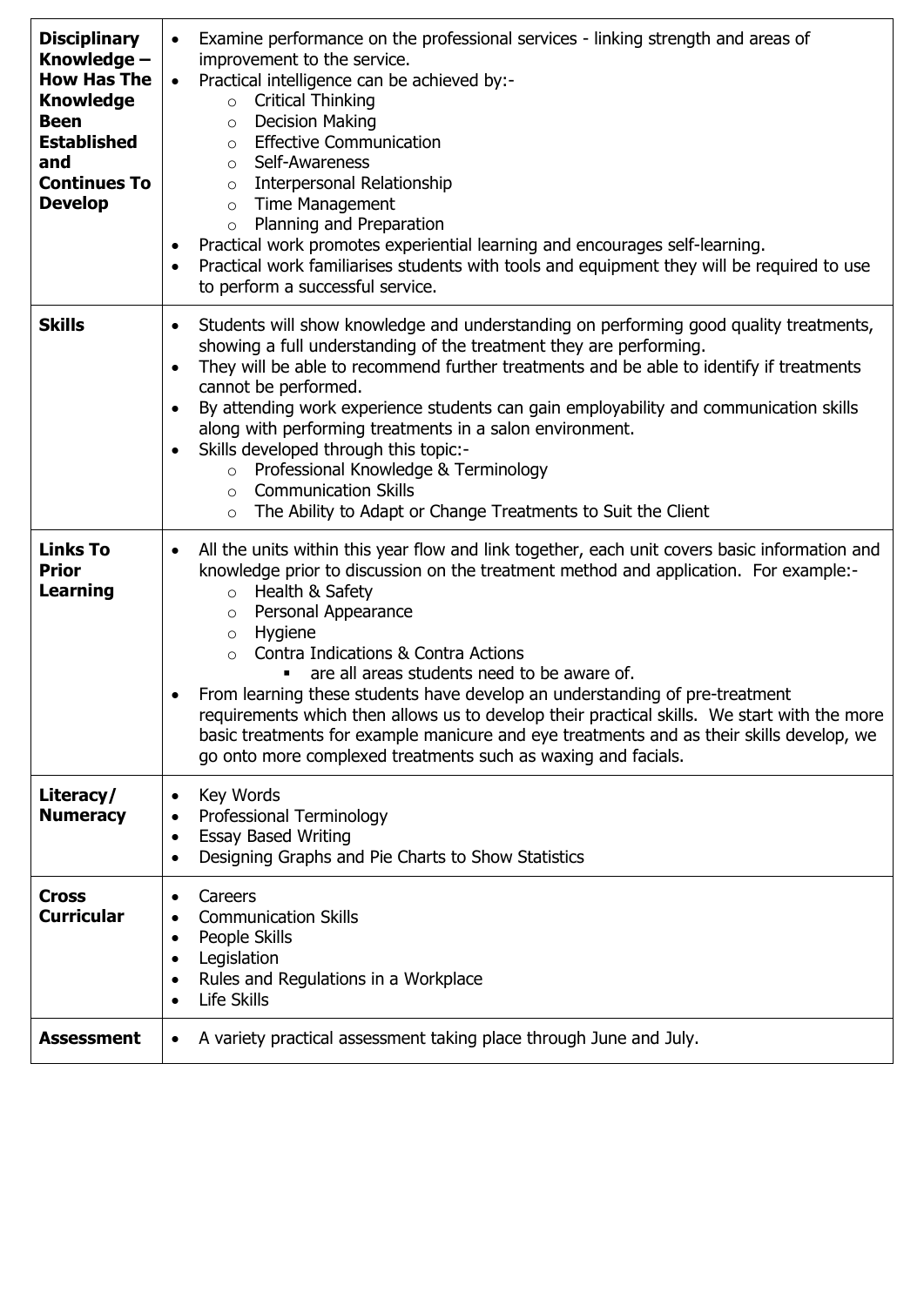| | |
|---|---|
| **Disciplinary Knowledge – How Has The Knowledge Been Established and Continues To Develop** | • Examine performance on the professional services - linking strength and areas of improvement to the service.<br>• Practical intelligence can be achieved by:-<br>&nbsp;&nbsp;&nbsp;&nbsp;○ Critical Thinking<br>&nbsp;&nbsp;&nbsp;&nbsp;○ Decision Making<br>&nbsp;&nbsp;&nbsp;&nbsp;○ Effective Communication<br>&nbsp;&nbsp;&nbsp;&nbsp;○ Self-Awareness<br>&nbsp;&nbsp;&nbsp;&nbsp;○ Interpersonal Relationship<br>&nbsp;&nbsp;&nbsp;&nbsp;○ Time Management<br>&nbsp;&nbsp;&nbsp;&nbsp;○ Planning and Preparation<br>• Practical work promotes experiential learning and encourages self-learning.<br>• Practical work familiarises students with tools and equipment they will be required to use to perform a successful service. |
| **Skills** | • Students will show knowledge and understanding on performing good quality treatments, showing a full understanding of the treatment they are performing.<br>• They will be able to recommend further treatments and be able to identify if treatments cannot be performed.<br>• By attending work experience students can gain employability and communication skills along with performing treatments in a salon environment.<br>• Skills developed through this topic:-<br>&nbsp;&nbsp;&nbsp;&nbsp;○ Professional Knowledge & Terminology<br>&nbsp;&nbsp;&nbsp;&nbsp;○ Communication Skills<br>&nbsp;&nbsp;&nbsp;&nbsp;○ The Ability to Adapt or Change Treatments to Suit the Client |
| **Links To Prior Learning** | • All the units within this year flow and link together, each unit covers basic information and knowledge prior to discussion on the treatment method and application. For example:-<br>&nbsp;&nbsp;&nbsp;&nbsp;○ Health & Safety<br>&nbsp;&nbsp;&nbsp;&nbsp;○ Personal Appearance<br>&nbsp;&nbsp;&nbsp;&nbsp;○ Hygiene<br>&nbsp;&nbsp;&nbsp;&nbsp;○ Contra Indications & Contra Actions<br>&nbsp;&nbsp;&nbsp;&nbsp;&nbsp;&nbsp;&nbsp;&nbsp;▪ are all areas students need to be aware of.<br>• From learning these students have develop an understanding of pre-treatment requirements which then allows us to develop their practical skills. We start with the more basic treatments for example manicure and eye treatments and as their skills develop, we go onto more complexed treatments such as waxing and facials. |
| **Literacy/ Numeracy** | • Key Words<br>• Professional Terminology<br>• Essay Based Writing<br>• Designing Graphs and Pie Charts to Show Statistics |
| **Cross Curricular** | • Careers<br>• Communication Skills<br>• People Skills<br>• Legislation<br>• Rules and Regulations in a Workplace<br>• Life Skills |
| **Assessment** | • A variety practical assessment taking place through June and July. |